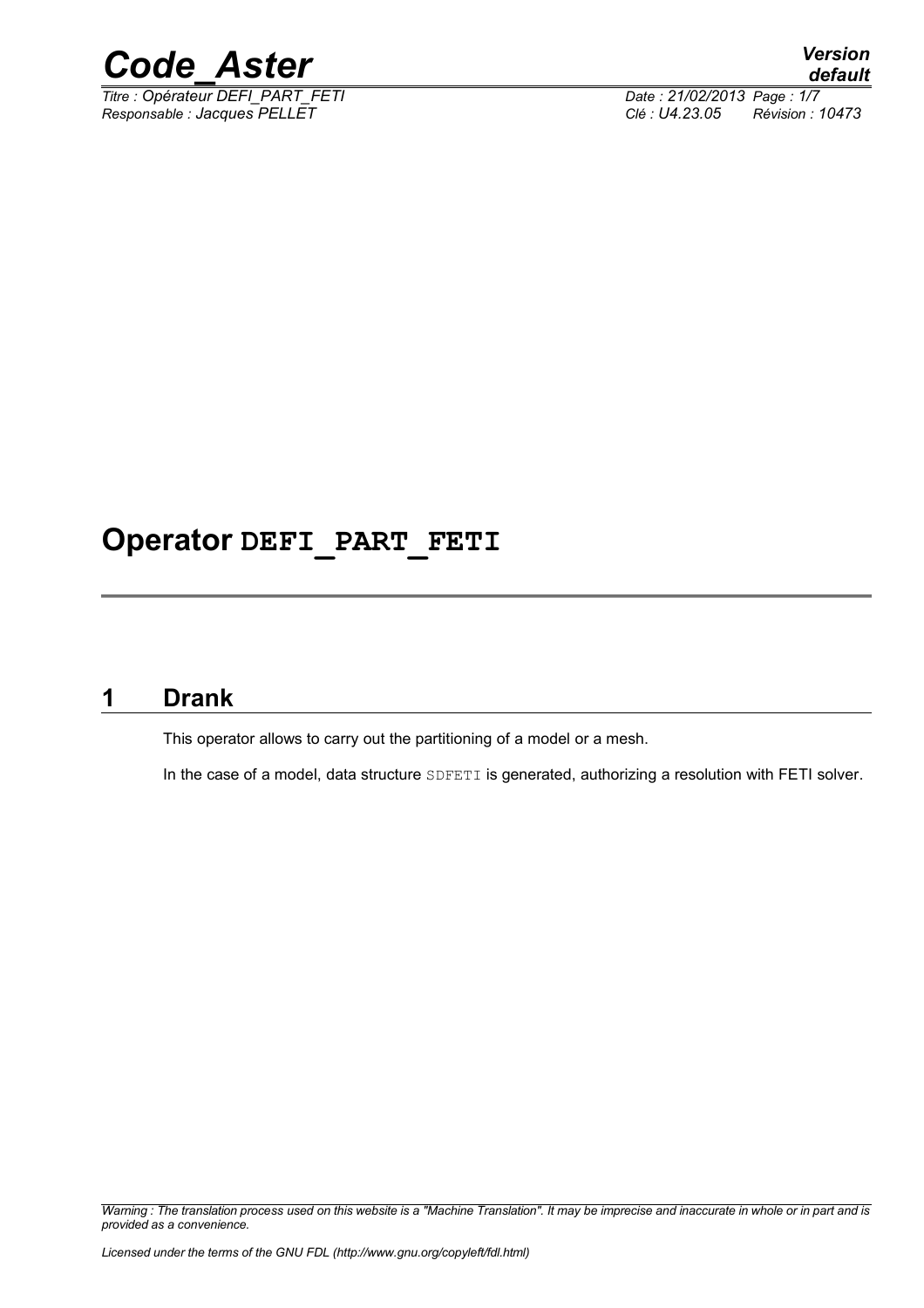# Operator DEFI_PART_FETI

## 1 Drank

This operator allows to carry out the partitioning of a model or a mesh.

In the case of a model, data structure SDFETI is generated, authorizing a resolution with FETI solver.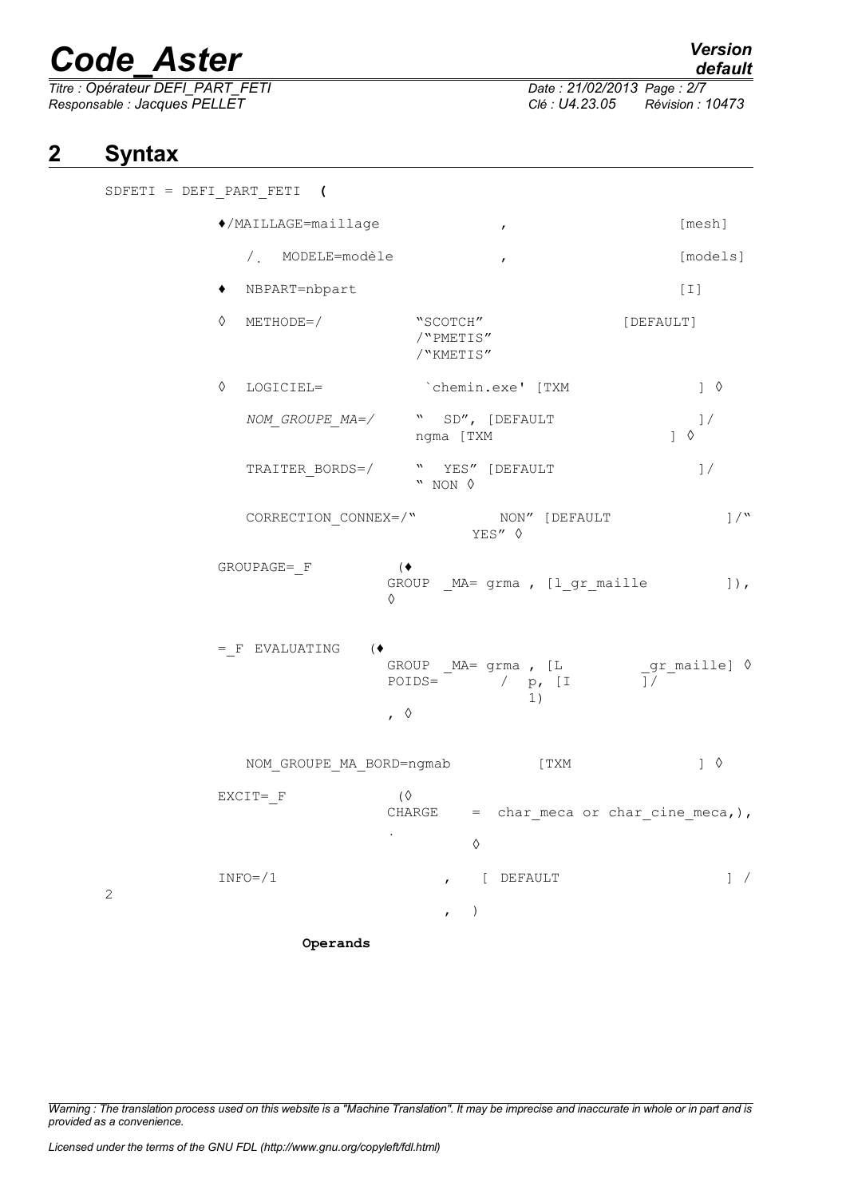## 2 Syntax

```
SDFETI = DEFI_PART_FETI (

        ♦/MAILLAGE=maillage              ,                    [mesh]

          /. MODELE=modèle               ,                    [models]

        ♦  NBPART=nbpart                                      [I]

        ◊  METHODE=/             "SCOTCH"              [DEFAULT]
                                 /"PMETIS"
                                 /"KMETIS"

        ◊  LOGICIEL=             `chemin.exe' [TXM                ] ◊

           NOM_GROUPE_MA=/       " SD", [DEFAULT                  ]/
                                 ngma [TXM                      ] ◊

           TRAITER_BORDS=/       " YES" [DEFAULT                  ]/
                                 " NON ◊

           CORRECTION_CONNEX=/"          NON" [DEFAULT              ]/"
                                      YES" ◊

        GROUPAGE=_F            (♦
                               GROUP _MA= grma , [l_gr_maille         ]),
                               ◊


        =_F EVALUATING    (♦
                               GROUP _MA= grma , [L          _gr_maille] ◊
                               POIDS=       /  p, [I         ]/
                                                1)
                               , ◊


           NOM_GROUPE_MA_BORD=ngmab          [TXM               ] ◊

        EXCIT=_F               (◊
                               CHARGE    =  char_meca or char_cine_meca,),
                               .
                                         ◊

        INFO=/1                      ,   [ DEFAULT                  ] /
2
                                     ,   )
```

**Operands**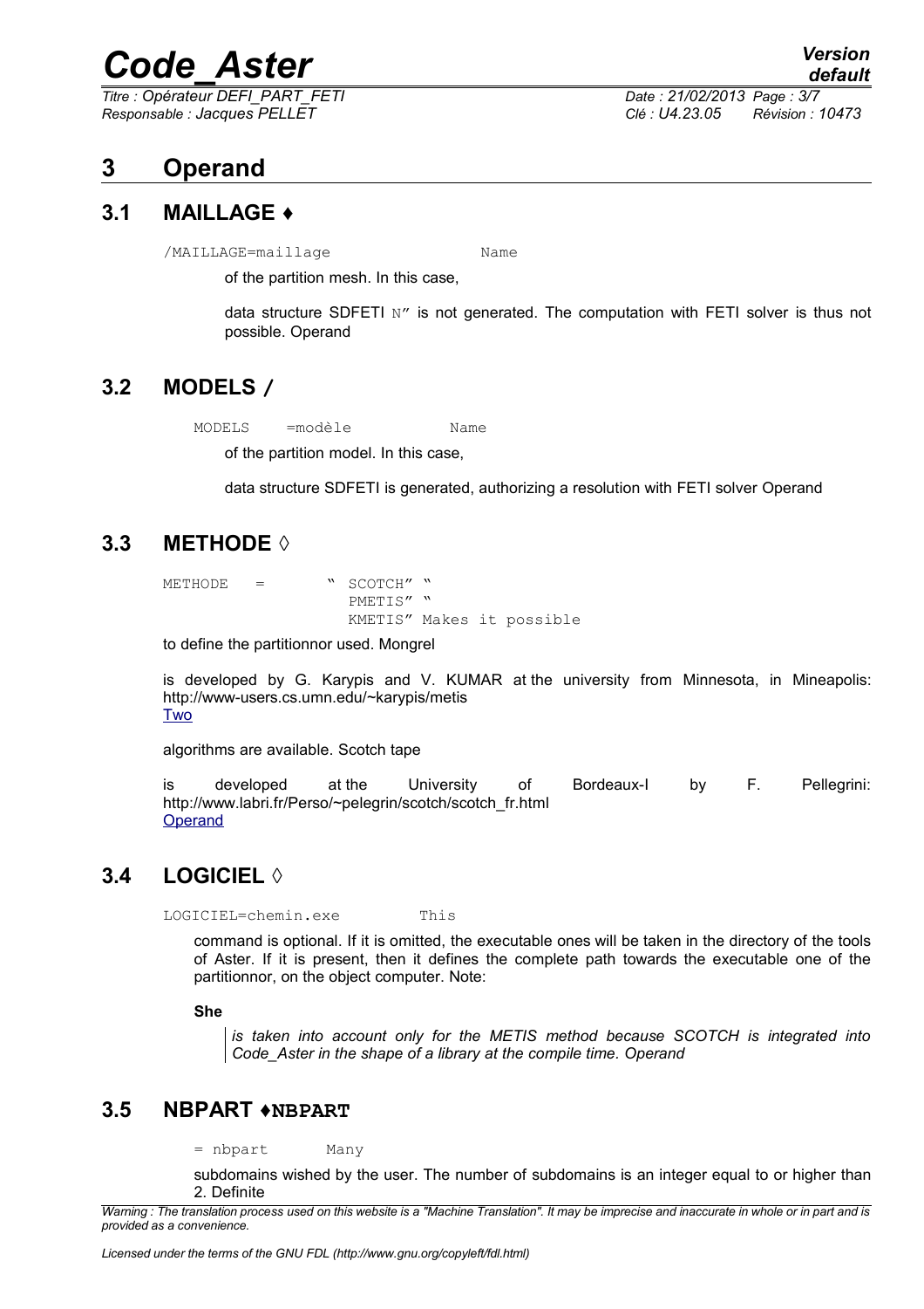# 3 Operand

## 3.1 MAILLAGE ♦

```
/MAILLAGE=maillage                Name
```

of the partition mesh. In this case,

data structure SDFETI N" is not generated. The computation with FETI solver is thus not possible. Operand

## 3.2 MODELS /

```
MODELS    =modèle          Name
```

of the partition model. In this case,

data structure SDFETI is generated, authorizing a resolution with FETI solver Operand

## 3.3 METHODE ◊

```
METHODE   =        " SCOTCH" "
                     PMETIS" "
                     KMETIS" Makes it possible
```

to define the partitionnor used. Mongrel

is developed by G. Karypis and V. KUMAR at the university from Minnesota, in Mineapolis: http://www-users.cs.umn.edu/~karypis/metis
Two

algorithms are available. Scotch tape

is developed at the University of Bordeaux-I by F. Pellegrini: http://www.labri.fr/Perso/~pelegrin/scotch/scotch_fr.html
Operand

## 3.4 LOGICIEL ◊

```
LOGICIEL=chemin.exe        This
```

command is optional. If it is omitted, the executable ones will be taken in the directory of the tools of Aster. If it is present, then it defines the complete path towards the executable one of the partitionnor, on the object computer. Note:

**She**

*is taken into account only for the METIS method because SCOTCH is integrated into Code_Aster in the shape of a library at the compile time. Operand*

## 3.5 NBPART ♦NBPART

```
= nbpart       Many
```

subdomains wished by the user. The number of subdomains is an integer equal to or higher than 2. Definite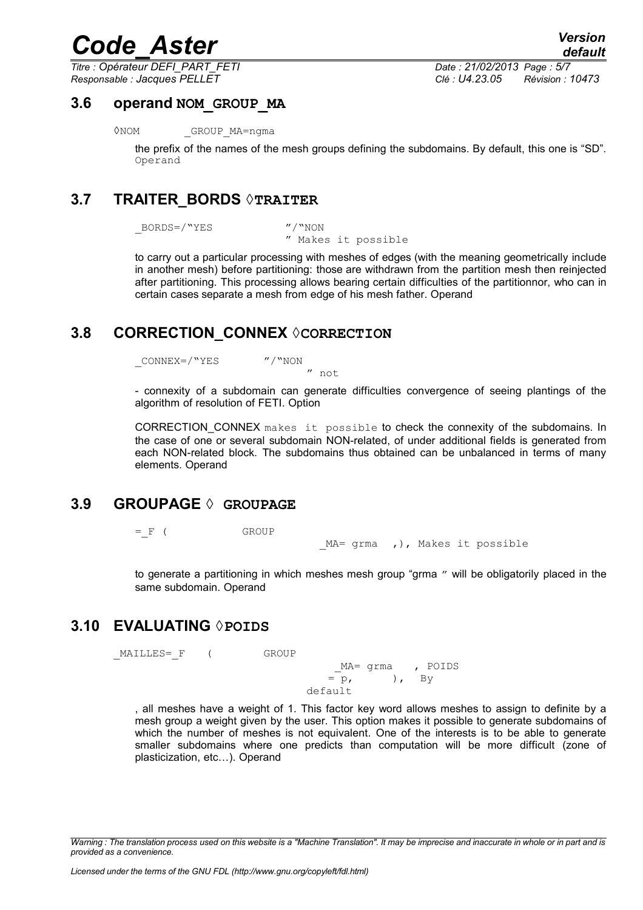## 3.6 operand NOM_GROUP_MA

```
◊NOM      _GROUP_MA=ngma
```

the prefix of the names of the mesh groups defining the subdomains. By default, this one is "SD". Operand

## 3.7 TRAITER_BORDS ◊TRAITER

```
_BORDS=/"YES          "/"NON
                      " Makes it possible
```

to carry out a particular processing with meshes of edges (with the meaning geometrically include in another mesh) before partitioning: those are withdrawn from the partition mesh then reinjected after partitioning. This processing allows bearing certain difficulties of the partitionnor, who can in certain cases separate a mesh from edge of his mesh father. Operand

## 3.8 CORRECTION_CONNEX ◊CORRECTION

```
_CONNEX=/"YES        "/"NON
                      " not
```

- connexity of a subdomain can generate difficulties convergence of seeing plantings of the algorithm of resolution of FETI. Option

CORRECTION_CONNEX makes it possible to check the connexity of the subdomains. In the case of one or several subdomain NON-related, of under additional fields is generated from each NON-related block. The subdomains thus obtained can be unbalanced in terms of many elements. Operand

## 3.9 GROUPAGE ◊ GROUPAGE

```
=_F (          GROUP
                          _MA= grma   ,), Makes it possible
```

to generate a partitioning in which meshes mesh group "grma " will be obligatorily placed in the same subdomain. Operand

## 3.10 EVALUATING ◊POIDS

```
_MAILLES=_F   (         GROUP
                              _MA= grma    , POIDS
                             = p,       ),  By
                           default
```

, all meshes have a weight of 1. This factor key word allows meshes to assign to definite by a mesh group a weight given by the user. This option makes it possible to generate subdomains of which the number of meshes is not equivalent. One of the interests is to be able to generate smaller subdomains where one predicts than computation will be more difficult (zone of plasticization, etc…). Operand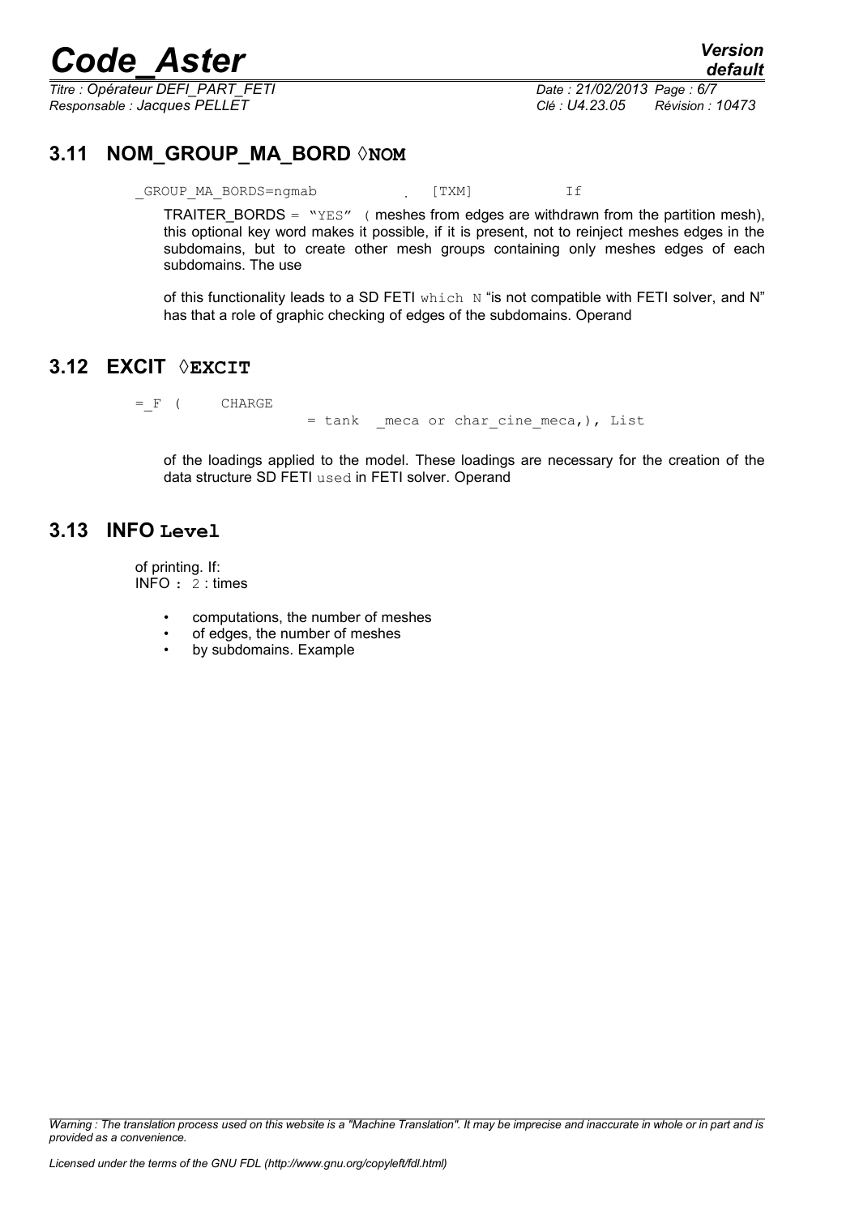## 3.11 NOM_GROUP_MA_BORD ◊NOM

```
_GROUP_MA_BORDS=ngmab          .  [TXM]          If
```

TRAITER_BORDS = `"YES"` ( meshes from edges are withdrawn from the partition mesh), this optional key word makes it possible, if it is present, not to reinject meshes edges in the subdomains, but to create other mesh groups containing only meshes edges of each subdomains. The use

of this functionality leads to a SD FETI `which N` "is not compatible with FETI solver, and N" has that a role of graphic checking of edges of the subdomains. Operand

## 3.12 EXCIT ◊EXCIT

```
=_F (     CHARGE
                    = tank  _meca or char_cine_meca,), List
```

of the loadings applied to the model. These loadings are necessary for the creation of the data structure SD FETI `used` in FETI solver. Operand

## 3.13 INFO Level

of printing. If:
INFO : `2` : times

- computations, the number of meshes
- of edges, the number of meshes
- by subdomains. Example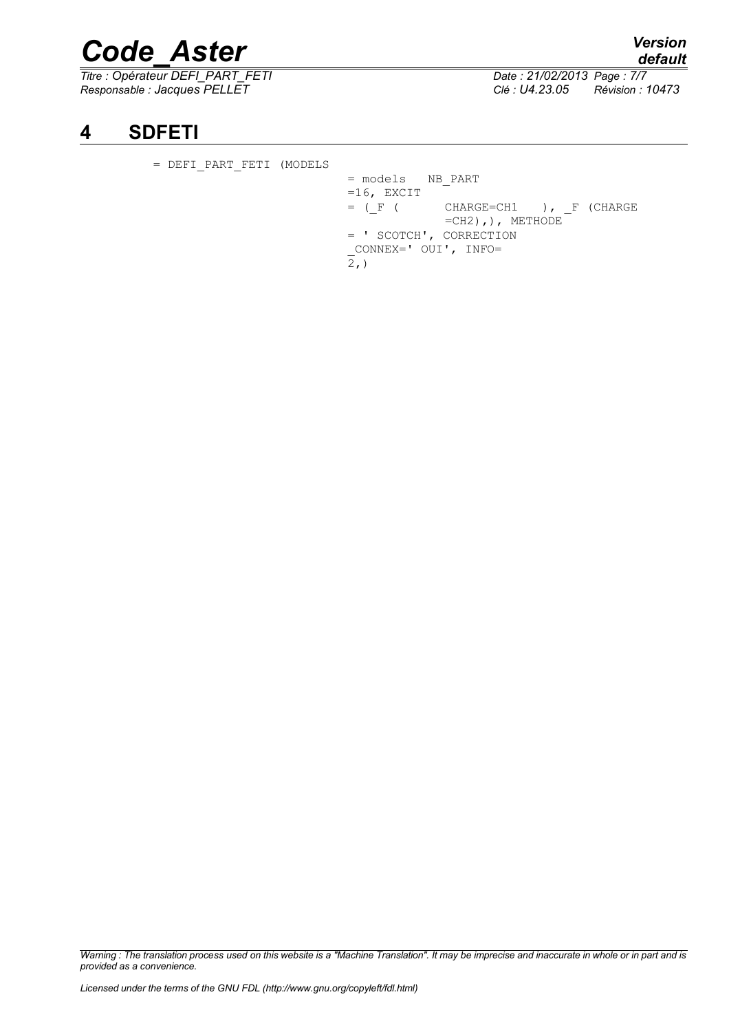# 4 SDFETI

```
= DEFI_PART_FETI (MODELS
                              = models   NB_PART
                              =16, EXCIT
                              = (_F (      CHARGE=CH1   ), _F (CHARGE
                                           =CH2),), METHODE
                              = ' SCOTCH', CORRECTION
                              _CONNEX=' OUI', INFO=
                              2,)
```

*Warning : The translation process used on this website is a "Machine Translation". It may be imprecise and inaccurate in whole or in part and is provided as a convenience.*

*Licensed under the terms of the GNU FDL (http://www.gnu.org/copyleft/fdl.html)*